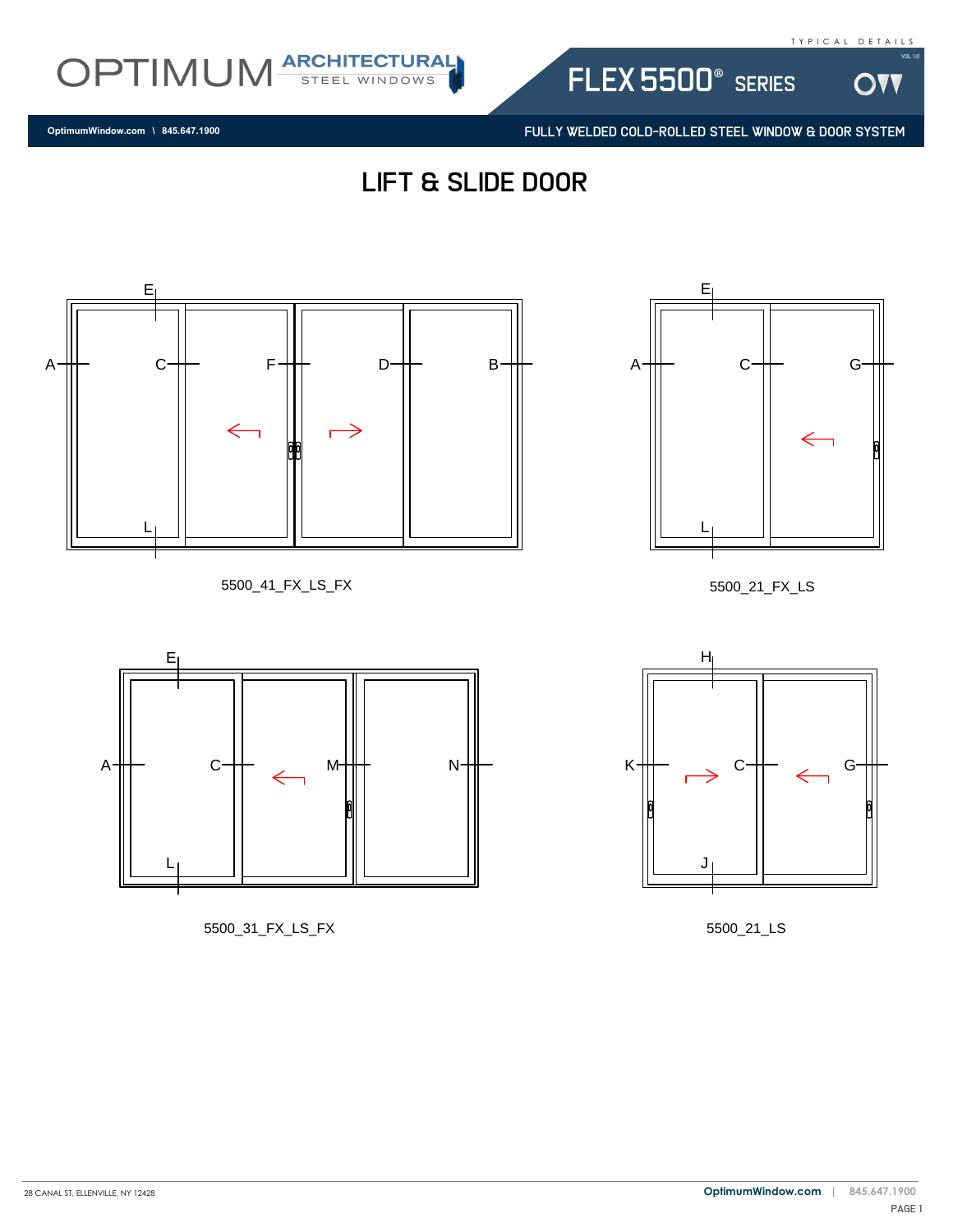# LIFT & SLIDE DOOR

E
A C F D B
L

5500_41_FX_LS_FX

E
A C G
L

5500_21_FX_LS

E
A C M N
L

5500_31_FX_LS_FX

H
K C G
J

5500_21_LS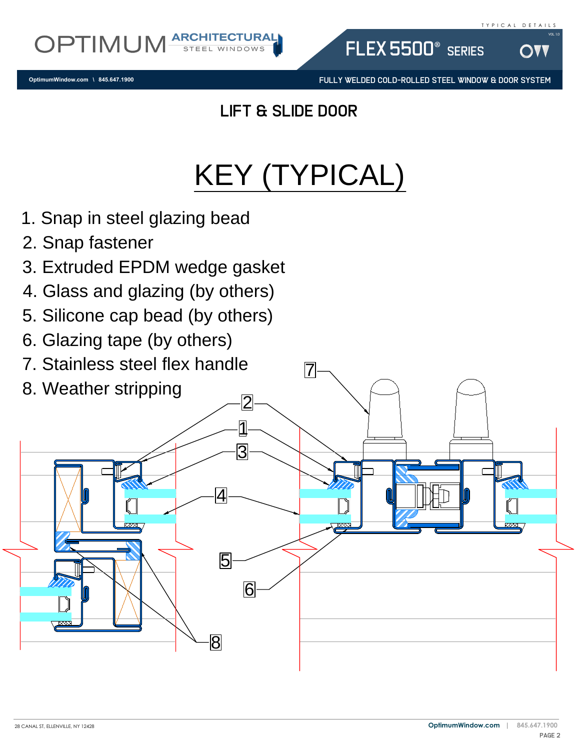## LIFT & SLIDE DOOR

# KEY (TYPICAL)

1. Snap in steel glazing bead
2. Snap fastener
3. Extruded EPDM wedge gasket
4. Glass and glazing (by others)
5. Silicone cap bead (by others)
6. Glazing tape (by others)
7. Stainless steel flex handle
8. Weather stripping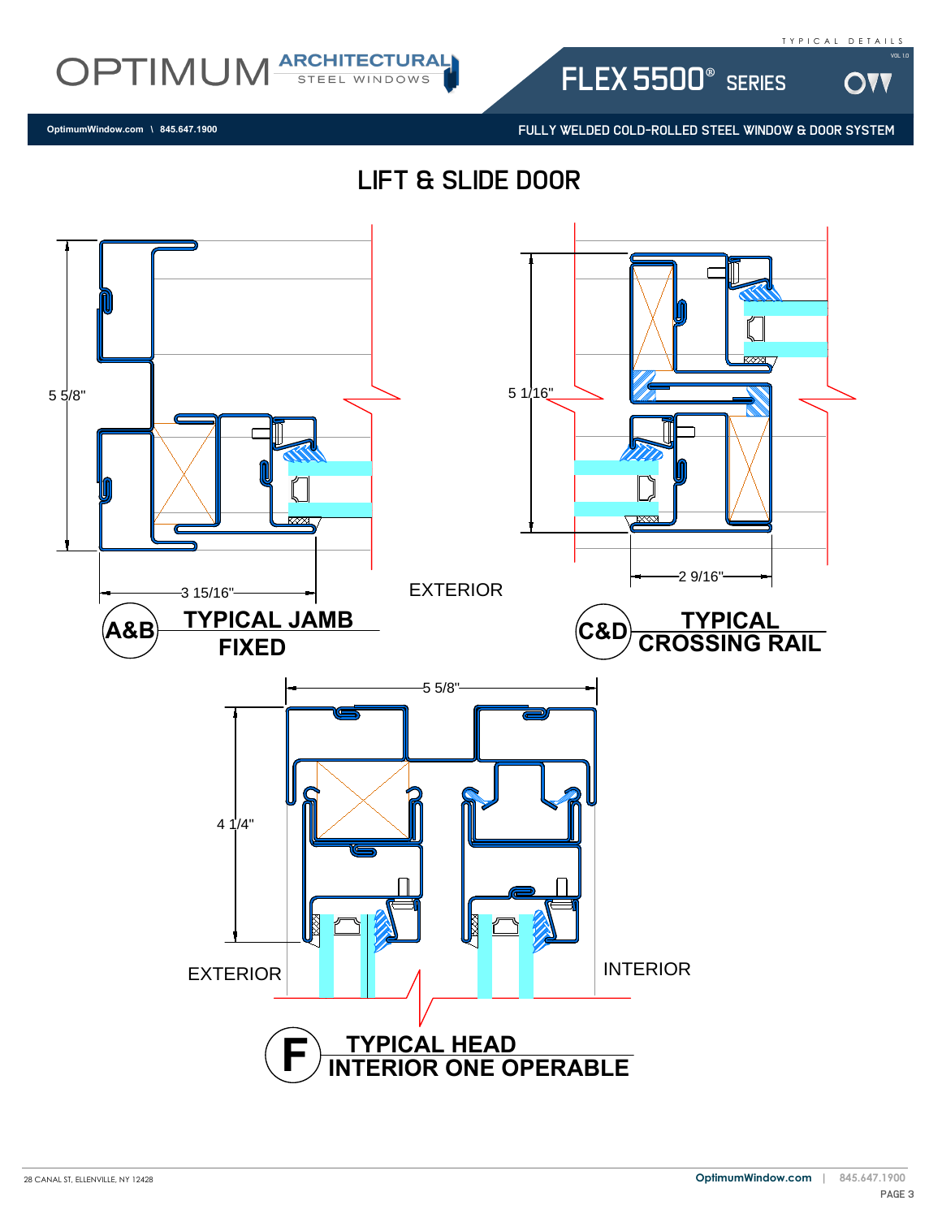# LIFT & SLIDE DOOR

5 5/8"

3 15/16"

EXTERIOR

**A&B** **TYPICAL JAMB FIXED**

5 1/16"

2 9/16"

**C&D** **TYPICAL CROSSING RAIL**

5 5/8"

4 1/4"

EXTERIOR

INTERIOR

**F** **TYPICAL HEAD INTERIOR ONE OPERABLE**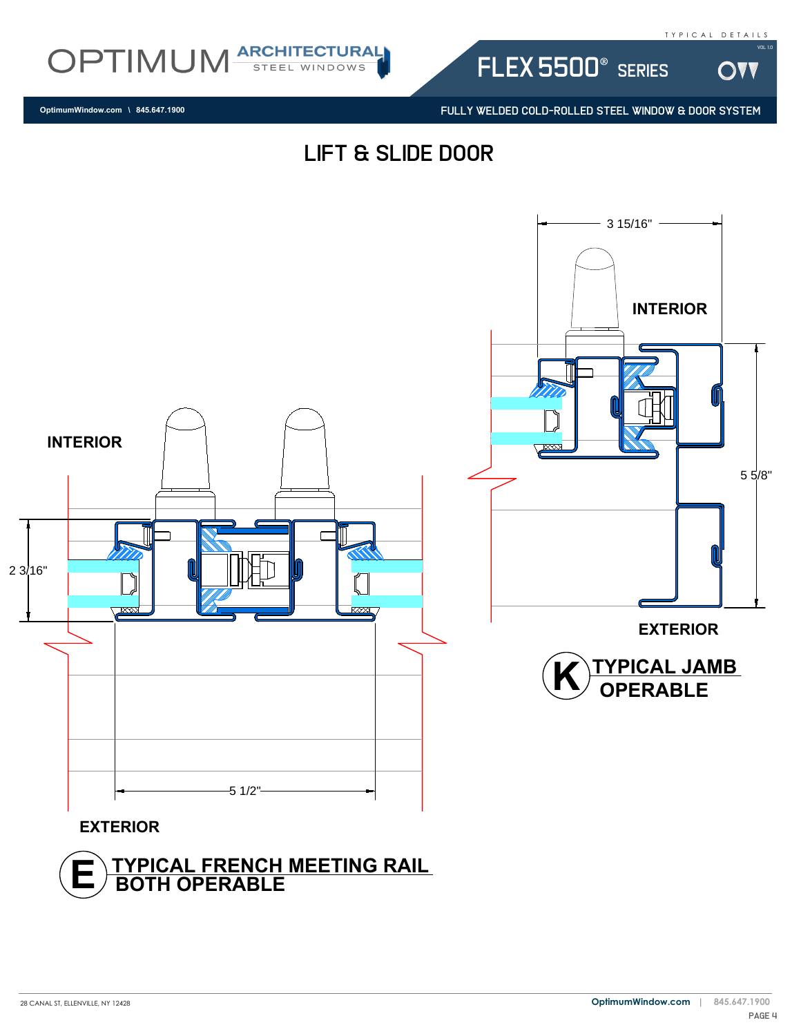# LIFT & SLIDE DOOR

INTERIOR

2 3/16"

5 1/2"

EXTERIOR

**E** **TYPICAL FRENCH MEETING RAIL BOTH OPERABLE**

3 15/16"

INTERIOR

5 5/8"

EXTERIOR

**K** **TYPICAL JAMB OPERABLE**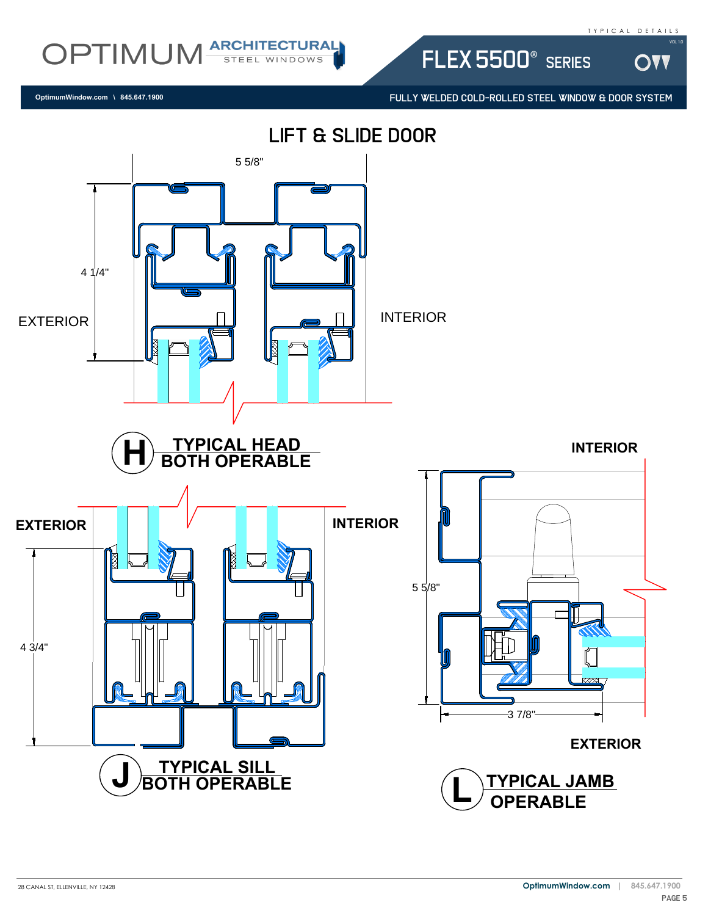# LIFT & SLIDE DOOR

5 5/8"

4 1/4"

EXTERIOR

INTERIOR

**H** TYPICAL HEAD
BOTH OPERABLE

EXTERIOR

INTERIOR

4 3/4"

**J** TYPICAL SILL
BOTH OPERABLE

INTERIOR

5 5/8"

3 7/8"

EXTERIOR

**L** TYPICAL JAMB
OPERABLE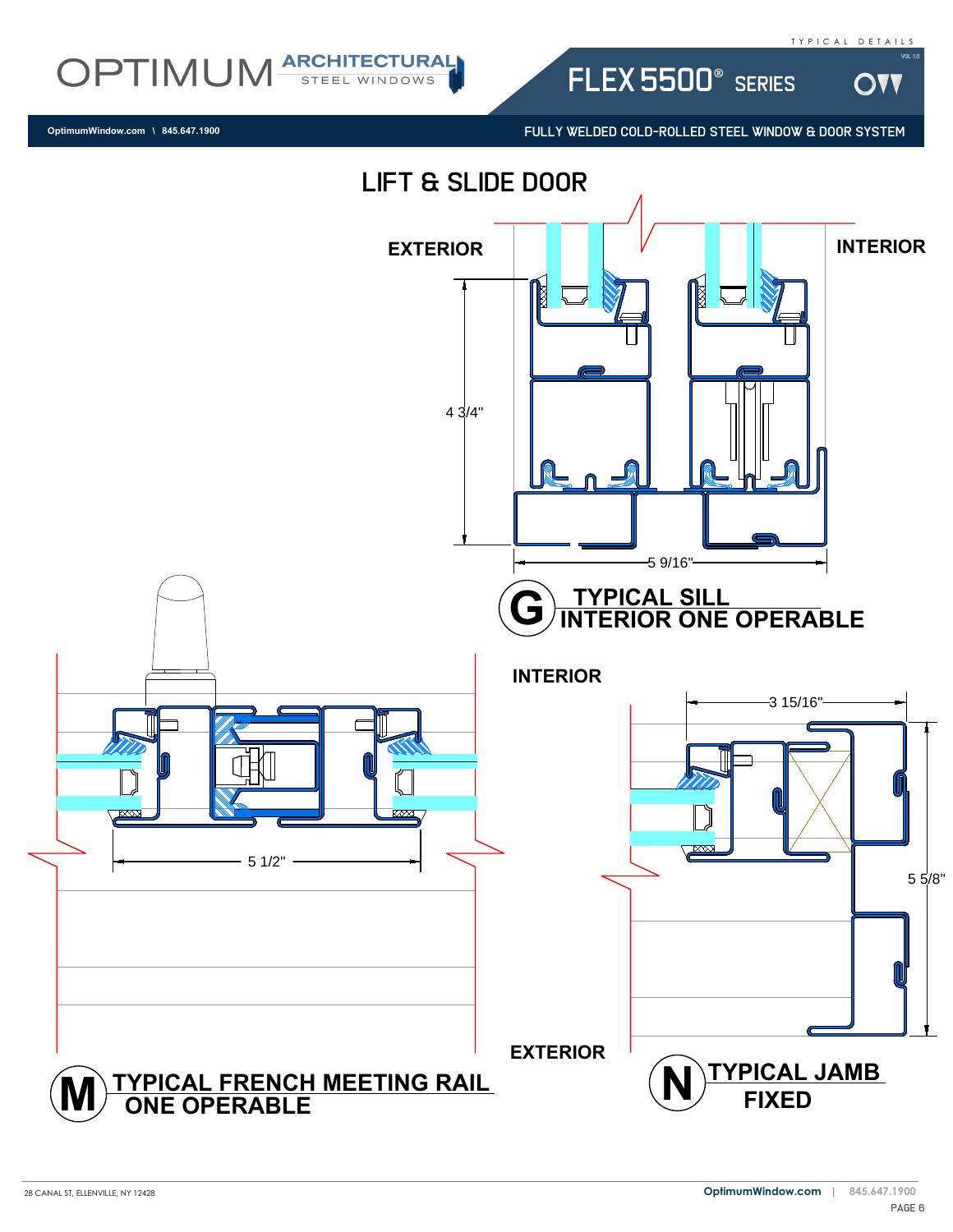# LIFT & SLIDE DOOR

EXTERIOR

INTERIOR

4 3/4"

5 9/16"

**G** TYPICAL SILL
INTERIOR ONE OPERABLE

INTERIOR

3 15/16"

5 5/8"

5 1/2"

EXTERIOR

**M** TYPICAL FRENCH MEETING RAIL
ONE OPERABLE

**N** TYPICAL JAMB
FIXED